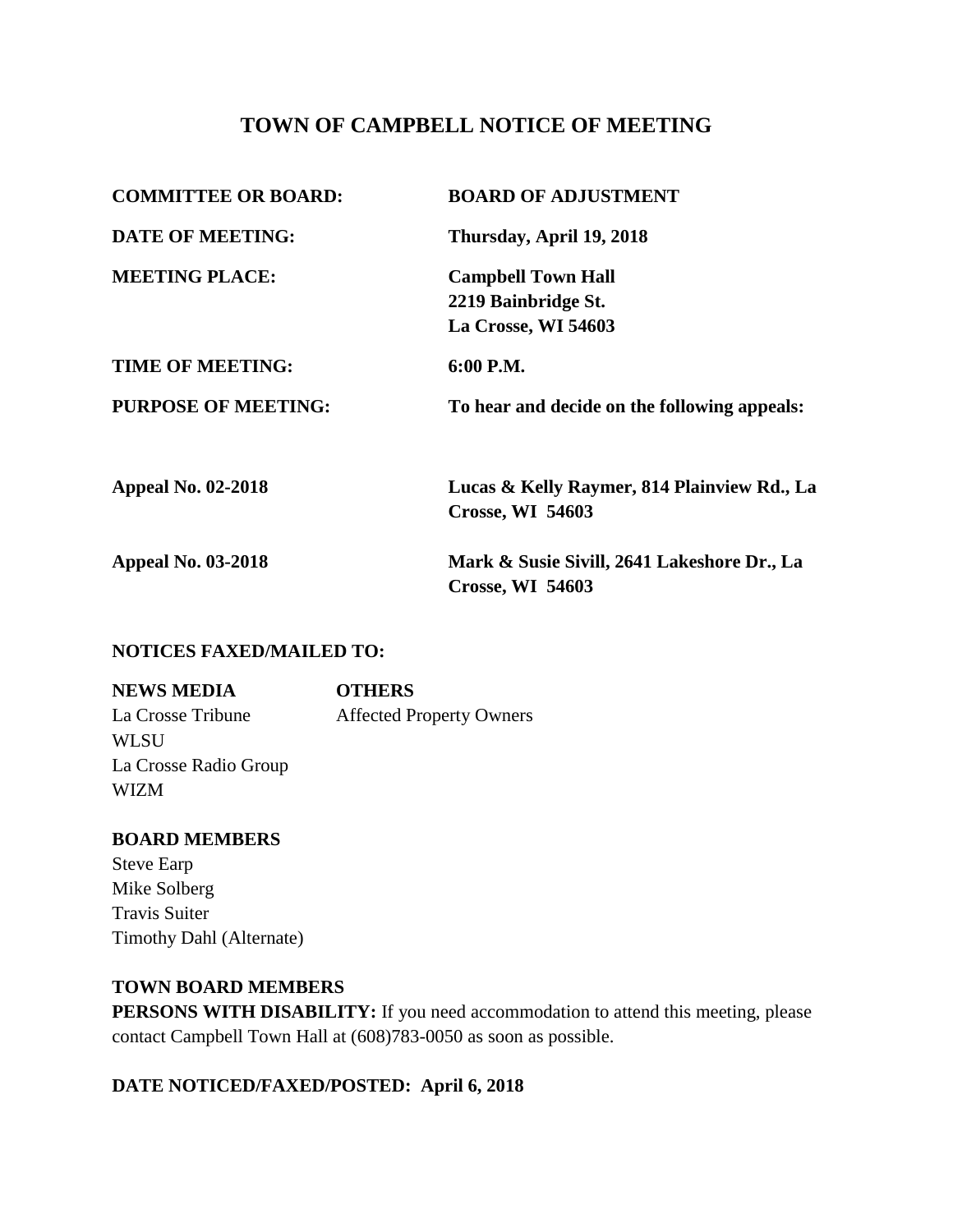# TOWN OF CAMPBELL NOTICE OF MEETING

| | |
|---|---|
| **COMMITTEE OR BOARD:** | **BOARD OF ADJUSTMENT** |
| **DATE OF MEETING:** | **Thursday, April 19, 2018** |
| **MEETING PLACE:** | **Campbell Town Hall**<br>**2219 Bainbridge St.**<br>**La Crosse, WI 54603** |
| **TIME OF MEETING:** | **6:00 P.M.** |
| **PURPOSE OF MEETING:** | **To hear and decide on the following appeals:** |
| **Appeal No. 02-2018** | **Lucas & Kelly Raymer, 814 Plainview Rd., La Crosse, WI 54603** |
| **Appeal No. 03-2018** | **Mark & Susie Sivill, 2641 Lakeshore Dr., La Crosse, WI 54603** |

**NOTICES FAXED/MAILED TO:**

| **NEWS MEDIA** | **OTHERS** |
|---|---|
| La Crosse Tribune | Affected Property Owners |
| WLSU | |
| La Crosse Radio Group | |
| WIZM | |

**BOARD MEMBERS**

Steve Earp
Mike Solberg
Travis Suiter
Timothy Dahl (Alternate)

**TOWN BOARD MEMBERS**

**PERSONS WITH DISABILITY:** If you need accommodation to attend this meeting, please contact Campbell Town Hall at (608)783-0050 as soon as possible.

**DATE NOTICED/FAXED/POSTED: April 6, 2018**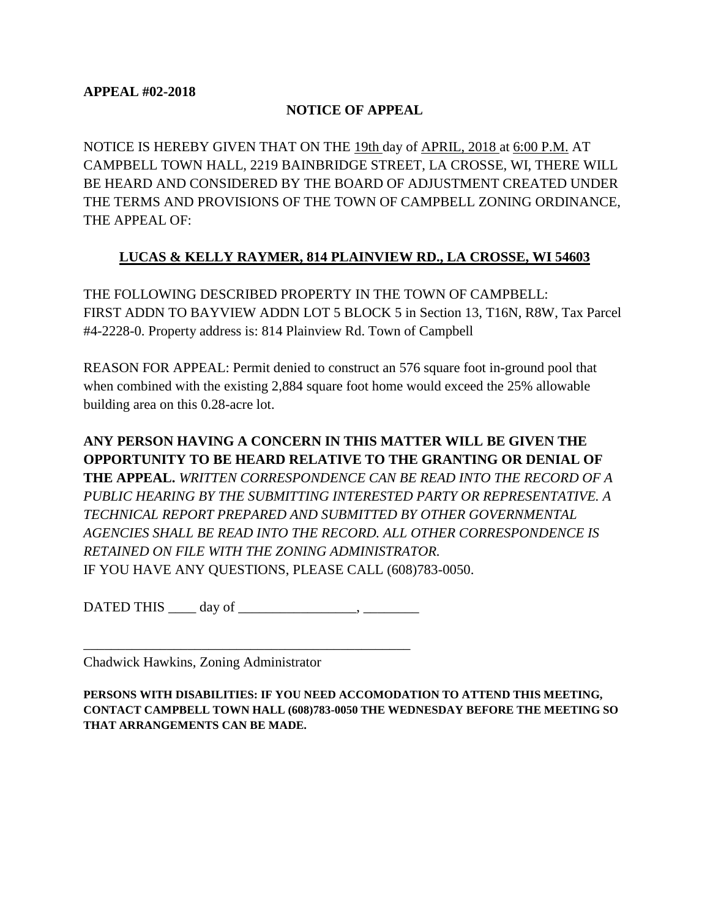**APPEAL #02-2018**

**NOTICE OF APPEAL**

NOTICE IS HEREBY GIVEN THAT ON THE 19th day of APRIL, 2018 at 6:00 P.M. AT CAMPBELL TOWN HALL, 2219 BAINBRIDGE STREET, LA CROSSE, WI, THERE WILL BE HEARD AND CONSIDERED BY THE BOARD OF ADJUSTMENT CREATED UNDER THE TERMS AND PROVISIONS OF THE TOWN OF CAMPBELL ZONING ORDINANCE, THE APPEAL OF:

**LUCAS & KELLY RAYMER, 814 PLAINVIEW RD., LA CROSSE, WI 54603**

THE FOLLOWING DESCRIBED PROPERTY IN THE TOWN OF CAMPBELL:
FIRST ADDN TO BAYVIEW ADDN LOT 5 BLOCK 5 in Section 13, T16N, R8W, Tax Parcel #4-2228-0. Property address is: 814 Plainview Rd. Town of Campbell

REASON FOR APPEAL: Permit denied to construct an 576 square foot in-ground pool that when combined with the existing 2,884 square foot home would exceed the 25% allowable building area on this 0.28-acre lot.

**ANY PERSON HAVING A CONCERN IN THIS MATTER WILL BE GIVEN THE OPPORTUNITY TO BE HEARD RELATIVE TO THE GRANTING OR DENIAL OF THE APPEAL.** *WRITTEN CORRESPONDENCE CAN BE READ INTO THE RECORD OF A PUBLIC HEARING BY THE SUBMITTING INTERESTED PARTY OR REPRESENTATIVE. A TECHNICAL REPORT PREPARED AND SUBMITTED BY OTHER GOVERNMENTAL AGENCIES SHALL BE READ INTO THE RECORD. ALL OTHER CORRESPONDENCE IS RETAINED ON FILE WITH THE ZONING ADMINISTRATOR.*
IF YOU HAVE ANY QUESTIONS, PLEASE CALL (608)783-0050.

DATED THIS ____ day of _________________, ________

_________________________________________________
Chadwick Hawkins, Zoning Administrator

**PERSONS WITH DISABILITIES: IF YOU NEED ACCOMODATION TO ATTEND THIS MEETING, CONTACT CAMPBELL TOWN HALL (608)783-0050 THE WEDNESDAY BEFORE THE MEETING SO THAT ARRANGEMENTS CAN BE MADE.**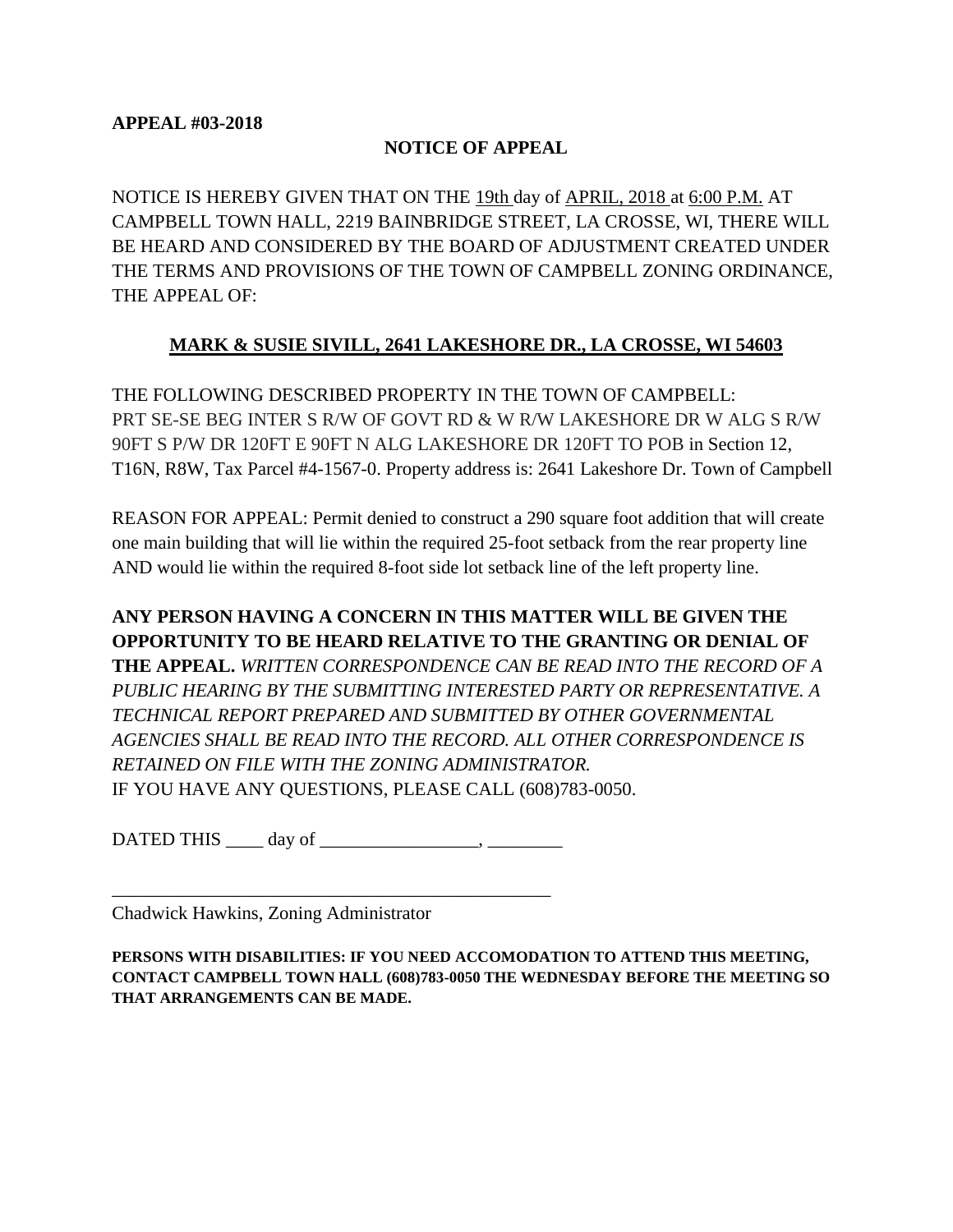**APPEAL #03-2018**

**NOTICE OF APPEAL**

NOTICE IS HEREBY GIVEN THAT ON THE 19th day of APRIL, 2018 at 6:00 P.M. AT CAMPBELL TOWN HALL, 2219 BAINBRIDGE STREET, LA CROSSE, WI, THERE WILL BE HEARD AND CONSIDERED BY THE BOARD OF ADJUSTMENT CREATED UNDER THE TERMS AND PROVISIONS OF THE TOWN OF CAMPBELL ZONING ORDINANCE, THE APPEAL OF:

**MARK & SUSIE SIVILL, 2641 LAKESHORE DR., LA CROSSE, WI 54603**

THE FOLLOWING DESCRIBED PROPERTY IN THE TOWN OF CAMPBELL:
PRT SE-SE BEG INTER S R/W OF GOVT RD & W R/W LAKESHORE DR W ALG S R/W 90FT S P/W DR 120FT E 90FT N ALG LAKESHORE DR 120FT TO POB in Section 12, T16N, R8W, Tax Parcel #4-1567-0. Property address is: 2641 Lakeshore Dr. Town of Campbell

REASON FOR APPEAL: Permit denied to construct a 290 square foot addition that will create one main building that will lie within the required 25-foot setback from the rear property line AND would lie within the required 8-foot side lot setback line of the left property line.

**ANY PERSON HAVING A CONCERN IN THIS MATTER WILL BE GIVEN THE OPPORTUNITY TO BE HEARD RELATIVE TO THE GRANTING OR DENIAL OF THE APPEAL.** *WRITTEN CORRESPONDENCE CAN BE READ INTO THE RECORD OF A PUBLIC HEARING BY THE SUBMITTING INTERESTED PARTY OR REPRESENTATIVE. A TECHNICAL REPORT PREPARED AND SUBMITTED BY OTHER GOVERNMENTAL AGENCIES SHALL BE READ INTO THE RECORD. ALL OTHER CORRESPONDENCE IS RETAINED ON FILE WITH THE ZONING ADMINISTRATOR.*
IF YOU HAVE ANY QUESTIONS, PLEASE CALL (608)783-0050.

DATED THIS ____ day of _________________, ________

_________________________________________________
Chadwick Hawkins, Zoning Administrator

**PERSONS WITH DISABILITIES: IF YOU NEED ACCOMODATION TO ATTEND THIS MEETING, CONTACT CAMPBELL TOWN HALL (608)783-0050 THE WEDNESDAY BEFORE THE MEETING SO THAT ARRANGEMENTS CAN BE MADE.**